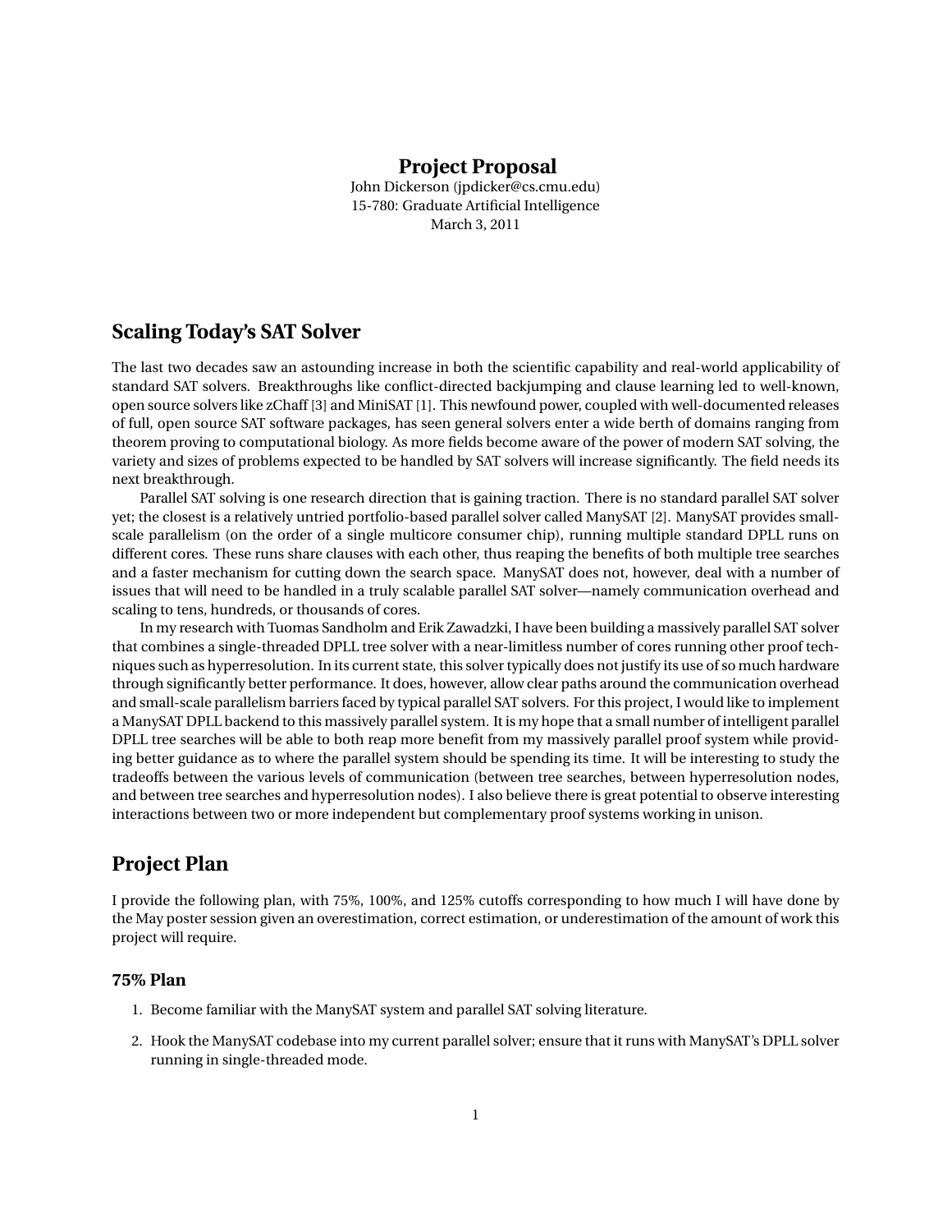# Project Proposal

John Dickerson (jpdicker@cs.cmu.edu)
15-780: Graduate Artificial Intelligence
March 3, 2011

## Scaling Today's SAT Solver

The last two decades saw an astounding increase in both the scientific capability and real-world applicability of standard SAT solvers. Breakthroughs like conflict-directed backjumping and clause learning led to well-known, open source solvers like zChaff [3] and MiniSAT [1]. This newfound power, coupled with well-documented releases of full, open source SAT software packages, has seen general solvers enter a wide berth of domains ranging from theorem proving to computational biology. As more fields become aware of the power of modern SAT solving, the variety and sizes of problems expected to be handled by SAT solvers will increase significantly. The field needs its next breakthrough.

Parallel SAT solving is one research direction that is gaining traction. There is no standard parallel SAT solver yet; the closest is a relatively untried portfolio-based parallel solver called ManySAT [2]. ManySAT provides small-scale parallelism (on the order of a single multicore consumer chip), running multiple standard DPLL runs on different cores. These runs share clauses with each other, thus reaping the benefits of both multiple tree searches and a faster mechanism for cutting down the search space. ManySAT does not, however, deal with a number of issues that will need to be handled in a truly scalable parallel SAT solver—namely communication overhead and scaling to tens, hundreds, or thousands of cores.

In my research with Tuomas Sandholm and Erik Zawadzki, I have been building a massively parallel SAT solver that combines a single-threaded DPLL tree solver with a near-limitless number of cores running other proof techniques such as hyperresolution. In its current state, this solver typically does not justify its use of so much hardware through significantly better performance. It does, however, allow clear paths around the communication overhead and small-scale parallelism barriers faced by typical parallel SAT solvers. For this project, I would like to implement a ManySAT DPLL backend to this massively parallel system. It is my hope that a small number of intelligent parallel DPLL tree searches will be able to both reap more benefit from my massively parallel proof system while providing better guidance as to where the parallel system should be spending its time. It will be interesting to study the tradeoffs between the various levels of communication (between tree searches, between hyperresolution nodes, and between tree searches and hyperresolution nodes). I also believe there is great potential to observe interesting interactions between two or more independent but complementary proof systems working in unison.

## Project Plan

I provide the following plan, with 75%, 100%, and 125% cutoffs corresponding to how much I will have done by the May poster session given an overestimation, correct estimation, or underestimation of the amount of work this project will require.

### 75% Plan

1. Become familiar with the ManySAT system and parallel SAT solving literature.
2. Hook the ManySAT codebase into my current parallel solver; ensure that it runs with ManySAT's DPLL solver running in single-threaded mode.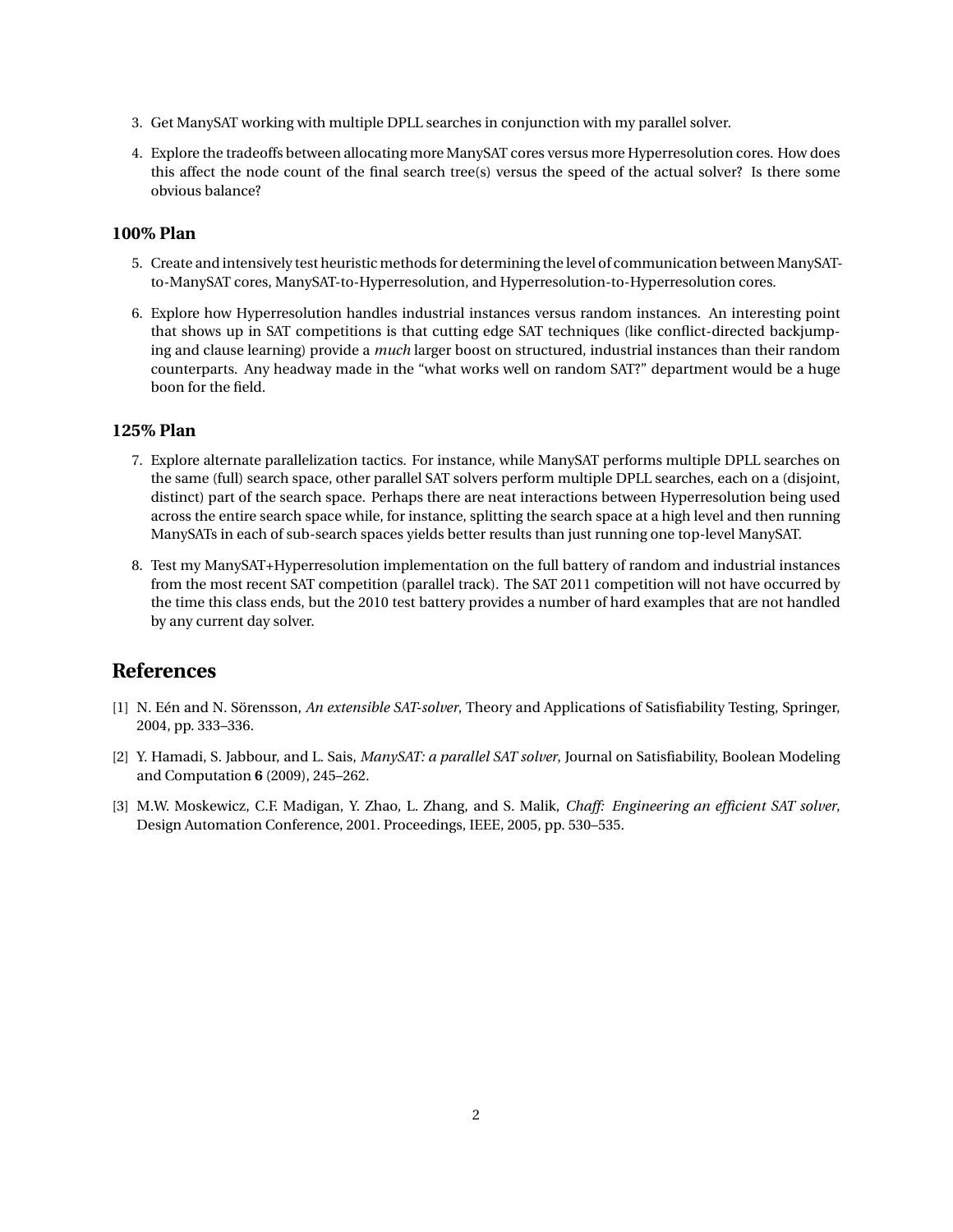3. Get ManySAT working with multiple DPLL searches in conjunction with my parallel solver.

4. Explore the tradeoffs between allocating more ManySAT cores versus more Hyperresolution cores. How does this affect the node count of the final search tree(s) versus the speed of the actual solver? Is there some obvious balance?

### 100% Plan

5. Create and intensively test heuristic methods for determining the level of communication between ManySAT-to-ManySAT cores, ManySAT-to-Hyperresolution, and Hyperresolution-to-Hyperresolution cores.

6. Explore how Hyperresolution handles industrial instances versus random instances. An interesting point that shows up in SAT competitions is that cutting edge SAT techniques (like conflict-directed backjumping and clause learning) provide a *much* larger boost on structured, industrial instances than their random counterparts. Any headway made in the "what works well on random SAT?" department would be a huge boon for the field.

### 125% Plan

7. Explore alternate parallelization tactics. For instance, while ManySAT performs multiple DPLL searches on the same (full) search space, other parallel SAT solvers perform multiple DPLL searches, each on a (disjoint, distinct) part of the search space. Perhaps there are neat interactions between Hyperresolution being used across the entire search space while, for instance, splitting the search space at a high level and then running ManySATs in each of sub-search spaces yields better results than just running one top-level ManySAT.

8. Test my ManySAT+Hyperresolution implementation on the full battery of random and industrial instances from the most recent SAT competition (parallel track). The SAT 2011 competition will not have occurred by the time this class ends, but the 2010 test battery provides a number of hard examples that are not handled by any current day solver.

## References

[1] N. Eén and N. Sörensson, *An extensible SAT-solver*, Theory and Applications of Satisfiability Testing, Springer, 2004, pp. 333–336.

[2] Y. Hamadi, S. Jabbour, and L. Sais, *ManySAT: a parallel SAT solver*, Journal on Satisfiability, Boolean Modeling and Computation **6** (2009), 245–262.

[3] M.W. Moskewicz, C.F. Madigan, Y. Zhao, L. Zhang, and S. Malik, *Chaff: Engineering an efficient SAT solver*, Design Automation Conference, 2001. Proceedings, IEEE, 2005, pp. 530–535.